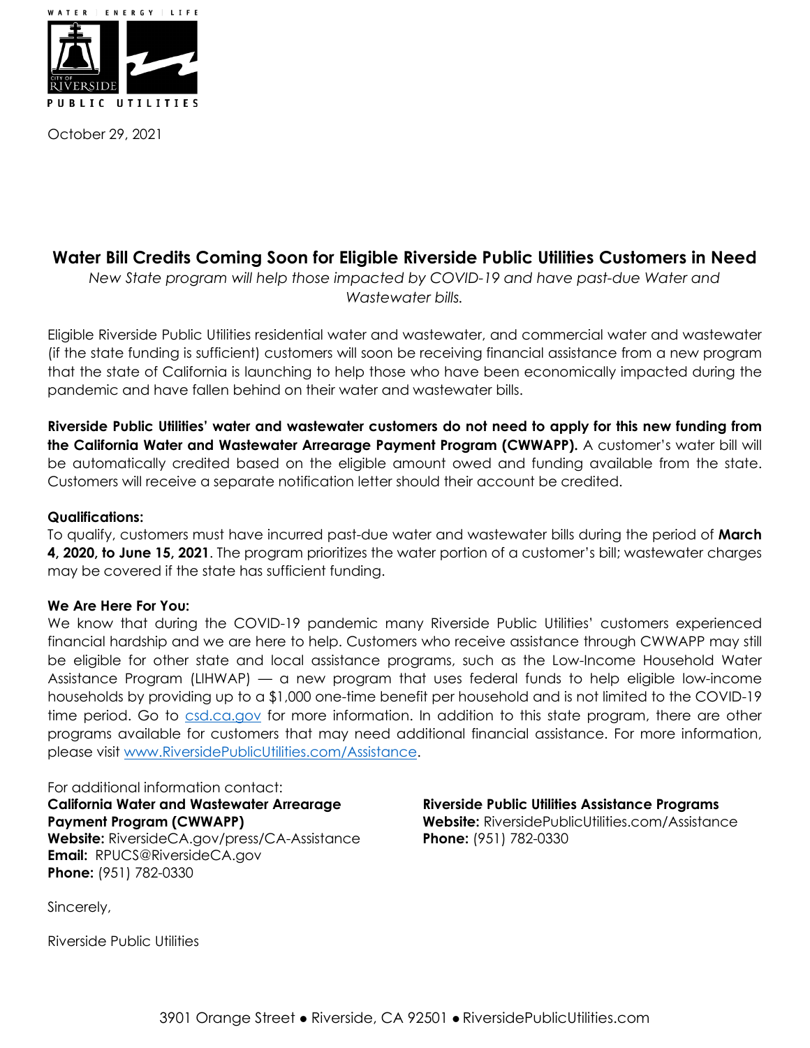WATER | ENERGY | LIFE

CITY OF RIVERSIDE

PUBLIC UTILITIES

October 29, 2021

# Water Bill Credits Coming Soon for Eligible Riverside Public Utilities Customers in Need

*New State program will help those impacted by COVID-19 and have past-due Water and Wastewater bills.*

Eligible Riverside Public Utilities residential water and wastewater, and commercial water and wastewater (if the state funding is sufficient) customers will soon be receiving financial assistance from a new program that the state of California is launching to help those who have been economically impacted during the pandemic and have fallen behind on their water and wastewater bills.

**Riverside Public Utilities' water and wastewater customers do not need to apply for this new funding from the California Water and Wastewater Arrearage Payment Program (CWWAPP).** A customer's water bill will be automatically credited based on the eligible amount owed and funding available from the state. Customers will receive a separate notification letter should their account be credited.

**Qualifications:**
To qualify, customers must have incurred past-due water and wastewater bills during the period of **March 4, 2020, to June 15, 2021**. The program prioritizes the water portion of a customer's bill; wastewater charges may be covered if the state has sufficient funding.

**We Are Here For You:**
We know that during the COVID-19 pandemic many Riverside Public Utilities' customers experienced financial hardship and we are here to help. Customers who receive assistance through CWWAPP may still be eligible for other state and local assistance programs, such as the Low-Income Household Water Assistance Program (LIHWAP) — a new program that uses federal funds to help eligible low-income households by providing up to a $1,000 one-time benefit per household and is not limited to the COVID-19 time period. Go to [csd.ca.gov](csd.ca.gov) for more information. In addition to this state program, there are other programs available for customers that may need additional financial assistance. For more information, please visit [www.RiversidePublicUtilities.com/Assistance](www.RiversidePublicUtilities.com/Assistance).

For additional information contact:

**California Water and Wastewater Arrearage Payment Program (CWWAPP)**
**Website:** RiversideCA.gov/press/CA-Assistance
**Email:** RPUCS@RiversideCA.gov
**Phone:** (951) 782-0330

**Riverside Public Utilities Assistance Programs**
**Website:** RiversidePublicUtilities.com/Assistance
**Phone:** (951) 782-0330

Sincerely,

Riverside Public Utilities

3901 Orange Street ● Riverside, CA 92501 ● RiversidePublicUtilities.com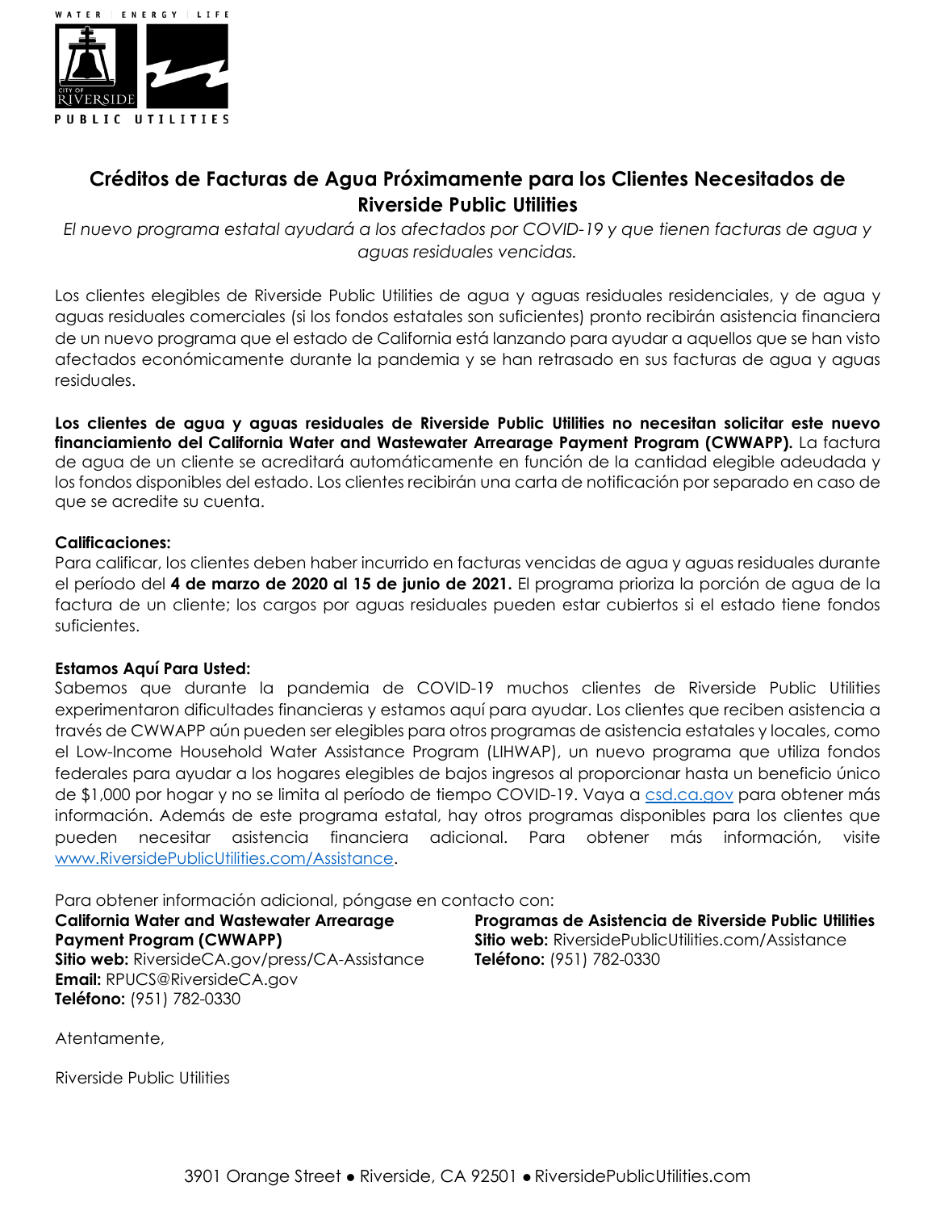WATER | ENERGY | LIFE

CITY OF RIVERSIDE

PUBLIC UTILITIES

## Créditos de Facturas de Agua Próximamente para los Clientes Necesitados de Riverside Public Utilities

*El nuevo programa estatal ayudará a los afectados por COVID-19 y que tienen facturas de agua y aguas residuales vencidas.*

Los clientes elegibles de Riverside Public Utilities de agua y aguas residuales residenciales, y de agua y aguas residuales comerciales (si los fondos estatales son suficientes) pronto recibirán asistencia financiera de un nuevo programa que el estado de California está lanzando para ayudar a aquellos que se han visto afectados económicamente durante la pandemia y se han retrasado en sus facturas de agua y aguas residuales.

**Los clientes de agua y aguas residuales de Riverside Public Utilities no necesitan solicitar este nuevo financiamiento del California Water and Wastewater Arrearage Payment Program (CWWAPP).** La factura de agua de un cliente se acreditará automáticamente en función de la cantidad elegible adeudada y los fondos disponibles del estado. Los clientes recibirán una carta de notificación por separado en caso de que se acredite su cuenta.

**Calificaciones:**
Para calificar, los clientes deben haber incurrido en facturas vencidas de agua y aguas residuales durante el período del **4 de marzo de 2020 al 15 de junio de 2021.** El programa prioriza la porción de agua de la factura de un cliente; los cargos por aguas residuales pueden estar cubiertos si el estado tiene fondos suficientes.

**Estamos Aquí Para Usted:**
Sabemos que durante la pandemia de COVID-19 muchos clientes de Riverside Public Utilities experimentaron dificultades financieras y estamos aquí para ayudar. Los clientes que reciben asistencia a través de CWWAPP aún pueden ser elegibles para otros programas de asistencia estatales y locales, como el Low-Income Household Water Assistance Program (LIHWAP), un nuevo programa que utiliza fondos federales para ayudar a los hogares elegibles de bajos ingresos al proporcionar hasta un beneficio único de $1,000 por hogar y no se limita al período de tiempo COVID-19. Vaya a [csd.ca.gov](csd.ca.gov) para obtener más información. Además de este programa estatal, hay otros programas disponibles para los clientes que pueden necesitar asistencia financiera adicional. Para obtener más información, visite [www.RiversidePublicUtilities.com/Assistance](www.RiversidePublicUtilities.com/Assistance).

Para obtener información adicional, póngase en contacto con:

**California Water and Wastewater Arrearage Payment Program (CWWAPP)**
**Sitio web:** RiversideCA.gov/press/CA-Assistance
**Email:** RPUCS@RiversideCA.gov
**Teléfono:** (951) 782-0330

**Programas de Asistencia de Riverside Public Utilities**
**Sitio web:** RiversidePublicUtilities.com/Assistance
**Teléfono:** (951) 782-0330

Atentamente,

Riverside Public Utilities

3901 Orange Street ● Riverside, CA 92501 ● RiversidePublicUtilities.com